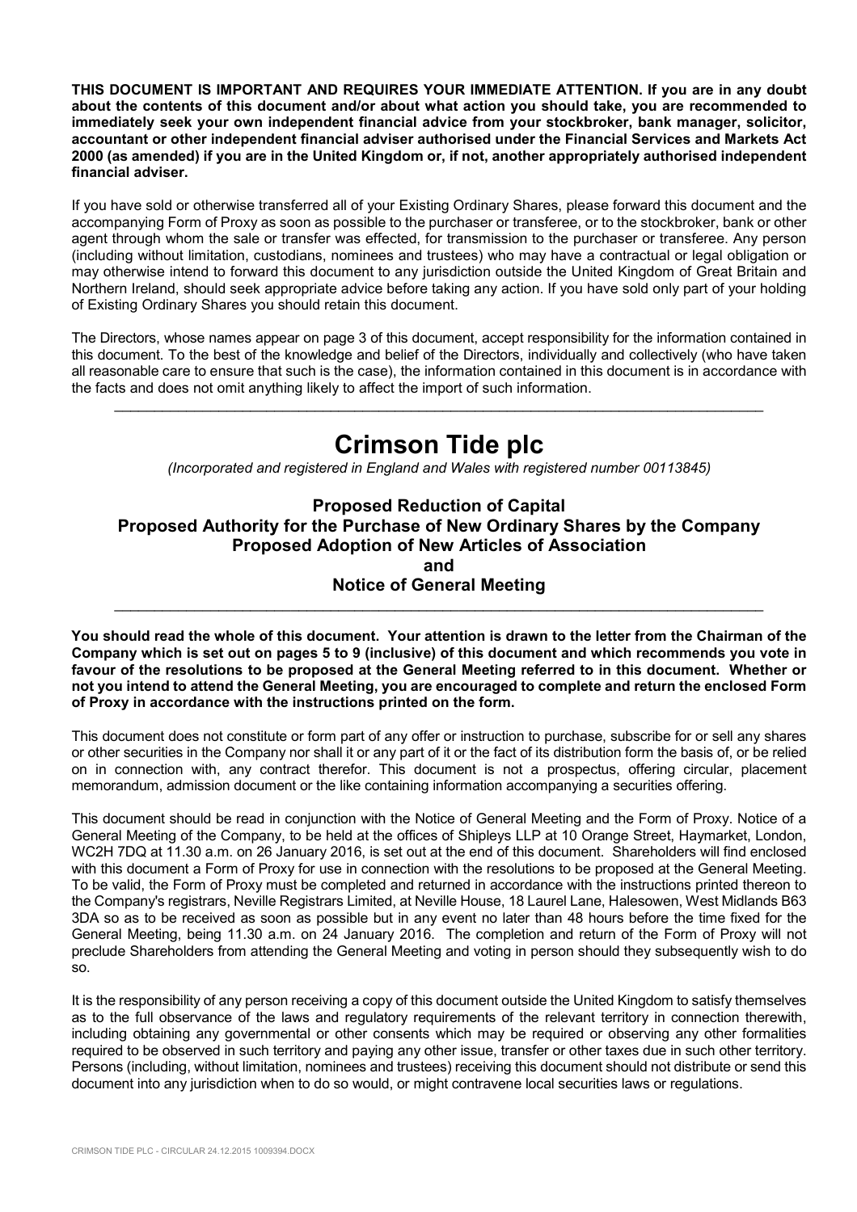**THIS DOCUMENT IS IMPORTANT AND REQUIRES YOUR IMMEDIATE ATTENTION. If you are in any doubt about the contents of this document and/or about what action you should take, you are recommended to immediately seek your own independent financial advice from your stockbroker, bank manager, solicitor, accountant or other independent financial adviser authorised under the Financial Services and Markets Act 2000 (as amended) if you are in the United Kingdom or, if not, another appropriately authorised independent financial adviser.**

If you have sold or otherwise transferred all of your Existing Ordinary Shares, please forward this document and the accompanying Form of Proxy as soon as possible to the purchaser or transferee, or to the stockbroker, bank or other agent through whom the sale or transfer was effected, for transmission to the purchaser or transferee. Any person (including without limitation, custodians, nominees and trustees) who may have a contractual or legal obligation or may otherwise intend to forward this document to any jurisdiction outside the United Kingdom of Great Britain and Northern Ireland, should seek appropriate advice before taking any action. If you have sold only part of your holding of Existing Ordinary Shares you should retain this document.

The Directors, whose names appear on page 3 of this document, accept responsibility for the information contained in this document. To the best of the knowledge and belief of the Directors, individually and collectively (who have taken all reasonable care to ensure that such is the case), the information contained in this document is in accordance with the facts and does not omit anything likely to affect the import of such information.

---

# Crimson Tide plc

*(Incorporated and registered in England and Wales with registered number 00113845)*

## Proposed Reduction of Capital
## Proposed Authority for the Purchase of New Ordinary Shares by the Company
## Proposed Adoption of New Articles of Association
## and
## Notice of General Meeting

---

**You should read the whole of this document. Your attention is drawn to the letter from the Chairman of the Company which is set out on pages 5 to 9 (inclusive) of this document and which recommends you vote in favour of the resolutions to be proposed at the General Meeting referred to in this document. Whether or not you intend to attend the General Meeting, you are encouraged to complete and return the enclosed Form of Proxy in accordance with the instructions printed on the form.**

This document does not constitute or form part of any offer or instruction to purchase, subscribe for or sell any shares or other securities in the Company nor shall it or any part of it or the fact of its distribution form the basis of, or be relied on in connection with, any contract therefor. This document is not a prospectus, offering circular, placement memorandum, admission document or the like containing information accompanying a securities offering.

This document should be read in conjunction with the Notice of General Meeting and the Form of Proxy. Notice of a General Meeting of the Company, to be held at the offices of Shipleys LLP at 10 Orange Street, Haymarket, London, WC2H 7DQ at 11.30 a.m. on 26 January 2016, is set out at the end of this document. Shareholders will find enclosed with this document a Form of Proxy for use in connection with the resolutions to be proposed at the General Meeting. To be valid, the Form of Proxy must be completed and returned in accordance with the instructions printed thereon to the Company's registrars, Neville Registrars Limited, at Neville House, 18 Laurel Lane, Halesowen, West Midlands B63 3DA so as to be received as soon as possible but in any event no later than 48 hours before the time fixed for the General Meeting, being 11.30 a.m. on 24 January 2016. The completion and return of the Form of Proxy will not preclude Shareholders from attending the General Meeting and voting in person should they subsequently wish to do so.

It is the responsibility of any person receiving a copy of this document outside the United Kingdom to satisfy themselves as to the full observance of the laws and regulatory requirements of the relevant territory in connection therewith, including obtaining any governmental or other consents which may be required or observing any other formalities required to be observed in such territory and paying any other issue, transfer or other taxes due in such other territory. Persons (including, without limitation, nominees and trustees) receiving this document should not distribute or send this document into any jurisdiction when to do so would, or might contravene local securities laws or regulations.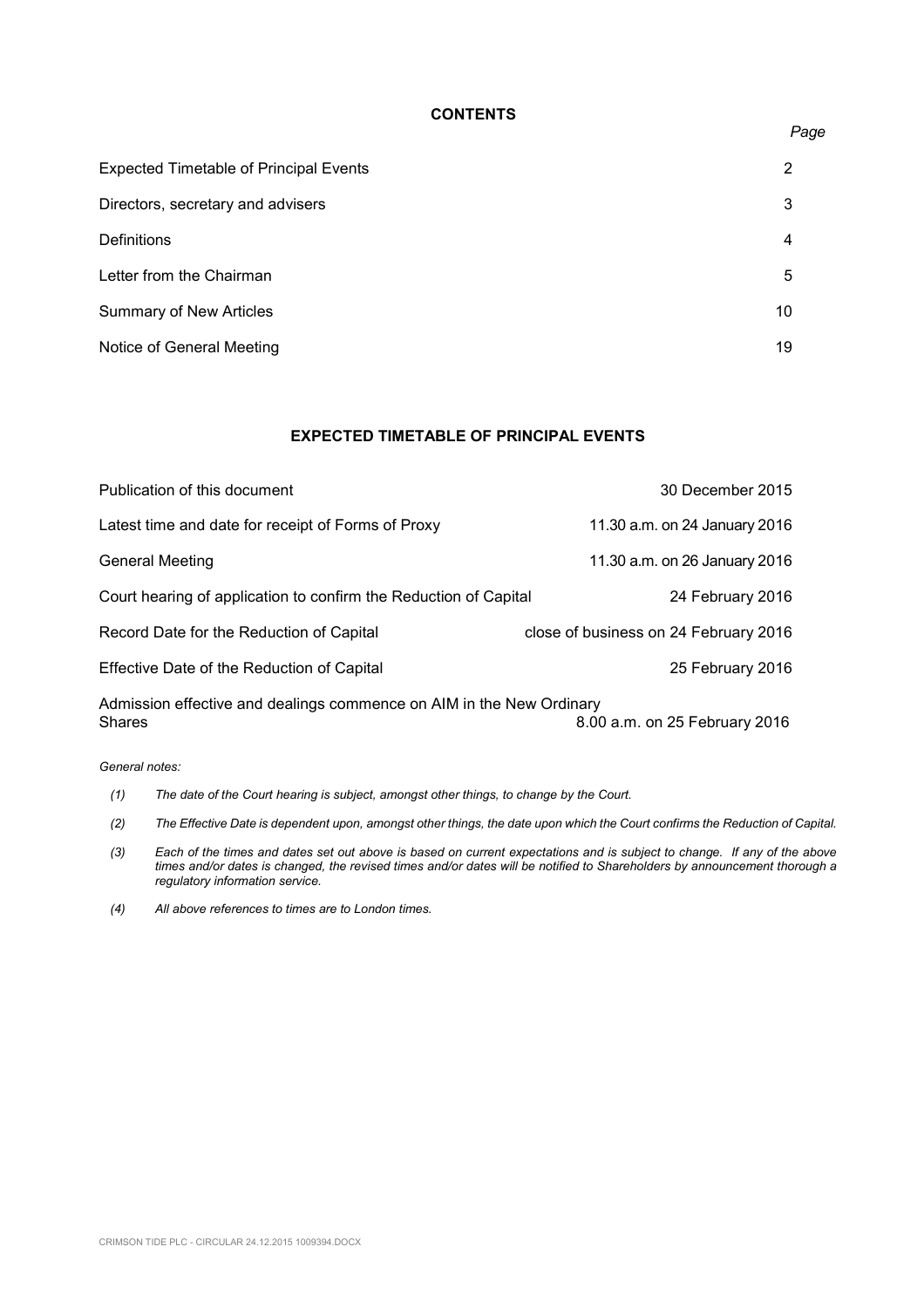## CONTENTS

| | *Page* |
|---|---|
| Expected Timetable of Principal Events | 2 |
| Directors, secretary and advisers | 3 |
| Definitions | 4 |
| Letter from the Chairman | 5 |
| Summary of New Articles | 10 |
| Notice of General Meeting | 19 |

## EXPECTED TIMETABLE OF PRINCIPAL EVENTS

| | |
|---|---|
| Publication of this document | 30 December 2015 |
| Latest time and date for receipt of Forms of Proxy | 11.30 a.m. on 24 January 2016 |
| General Meeting | 11.30 a.m. on 26 January 2016 |
| Court hearing of application to confirm the Reduction of Capital | 24 February 2016 |
| Record Date for the Reduction of Capital | close of business on 24 February 2016 |
| Effective Date of the Reduction of Capital | 25 February 2016 |
| Admission effective and dealings commence on AIM in the New Ordinary Shares | 8.00 a.m. on 25 February 2016 |

*General notes:*

*(1) The date of the Court hearing is subject, amongst other things, to change by the Court.*

*(2) The Effective Date is dependent upon, amongst other things, the date upon which the Court confirms the Reduction of Capital.*

*(3) Each of the times and dates set out above is based on current expectations and is subject to change. If any of the above times and/or dates is changed, the revised times and/or dates will be notified to Shareholders by announcement thorough a regulatory information service.*

*(4) All above references to times are to London times.*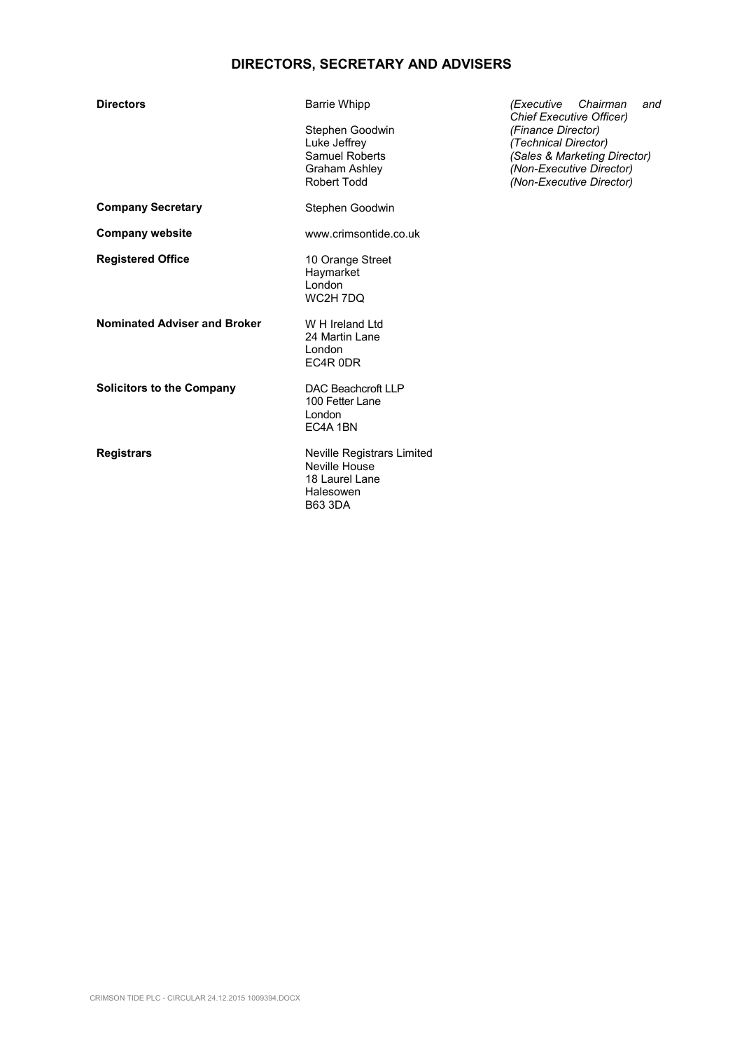## DIRECTORS, SECRETARY AND ADVISERS

| | | |
|---|---|---|
| **Directors** | Barrie Whipp | *(Executive Chairman and Chief Executive Officer)* |
| | Stephen Goodwin | *(Finance Director)* |
| | Luke Jeffrey | *(Technical Director)* |
| | Samuel Roberts | *(Sales & Marketing Director)* |
| | Graham Ashley | *(Non-Executive Director)* |
| | Robert Todd | *(Non-Executive Director)* |
| **Company Secretary** | Stephen Goodwin | |
| **Company website** | www.crimsontide.co.uk | |
| **Registered Office** | 10 Orange Street<br>Haymarket<br>London<br>WC2H 7DQ | |
| **Nominated Adviser and Broker** | W H Ireland Ltd<br>24 Martin Lane<br>London<br>EC4R 0DR | |
| **Solicitors to the Company** | DAC Beachcroft LLP<br>100 Fetter Lane<br>London<br>EC4A 1BN | |
| **Registrars** | Neville Registrars Limited<br>Neville House<br>18 Laurel Lane<br>Halesowen<br>B63 3DA | |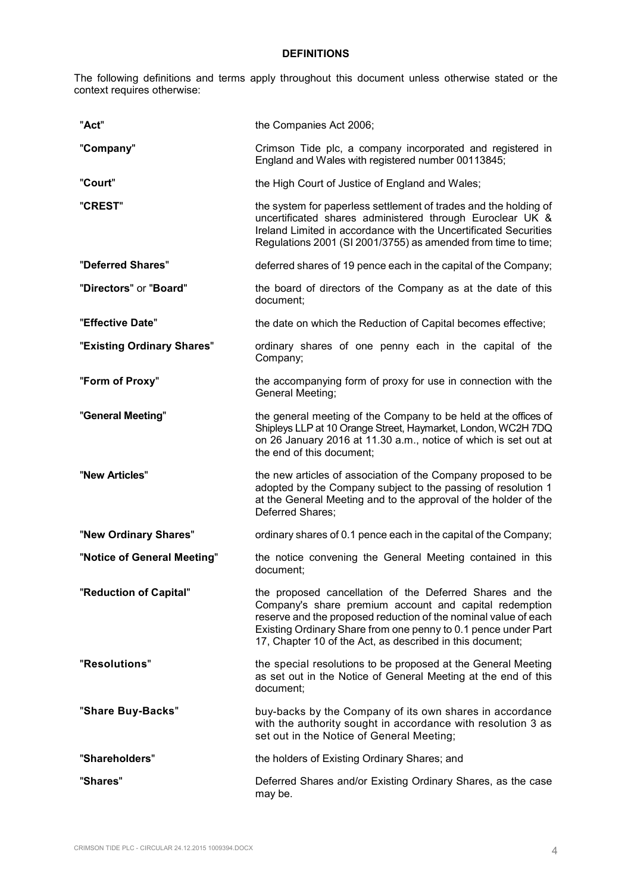## DEFINITIONS

The following definitions and terms apply throughout this document unless otherwise stated or the context requires otherwise:

| | |
|---|---|
| "**Act**" | the Companies Act 2006; |
| "**Company**" | Crimson Tide plc, a company incorporated and registered in England and Wales with registered number 00113845; |
| "**Court**" | the High Court of Justice of England and Wales; |
| "**CREST**" | the system for paperless settlement of trades and the holding of uncertificated shares administered through Euroclear UK & Ireland Limited in accordance with the Uncertificated Securities Regulations 2001 (SI 2001/3755) as amended from time to time; |
| "**Deferred Shares**" | deferred shares of 19 pence each in the capital of the Company; |
| "**Directors**" or "**Board**" | the board of directors of the Company as at the date of this document; |
| "**Effective Date**" | the date on which the Reduction of Capital becomes effective; |
| "**Existing Ordinary Shares**" | ordinary shares of one penny each in the capital of the Company; |
| "**Form of Proxy**" | the accompanying form of proxy for use in connection with the General Meeting; |
| "**General Meeting**" | the general meeting of the Company to be held at the offices of Shipleys LLP at 10 Orange Street, Haymarket, London, WC2H 7DQ on 26 January 2016 at 11.30 a.m., notice of which is set out at the end of this document; |
| "**New Articles**" | the new articles of association of the Company proposed to be adopted by the Company subject to the passing of resolution 1 at the General Meeting and to the approval of the holder of the Deferred Shares; |
| "**New Ordinary Shares**" | ordinary shares of 0.1 pence each in the capital of the Company; |
| "**Notice of General Meeting**" | the notice convening the General Meeting contained in this document; |
| "**Reduction of Capital**" | the proposed cancellation of the Deferred Shares and the Company's share premium account and capital redemption reserve and the proposed reduction of the nominal value of each Existing Ordinary Share from one penny to 0.1 pence under Part 17, Chapter 10 of the Act, as described in this document; |
| "**Resolutions**" | the special resolutions to be proposed at the General Meeting as set out in the Notice of General Meeting at the end of this document; |
| "**Share Buy-Backs**" | buy-backs by the Company of its own shares in accordance with the authority sought in accordance with resolution 3 as set out in the Notice of General Meeting; |
| "**Shareholders**" | the holders of Existing Ordinary Shares; and |
| "**Shares**" | Deferred Shares and/or Existing Ordinary Shares, as the case may be. |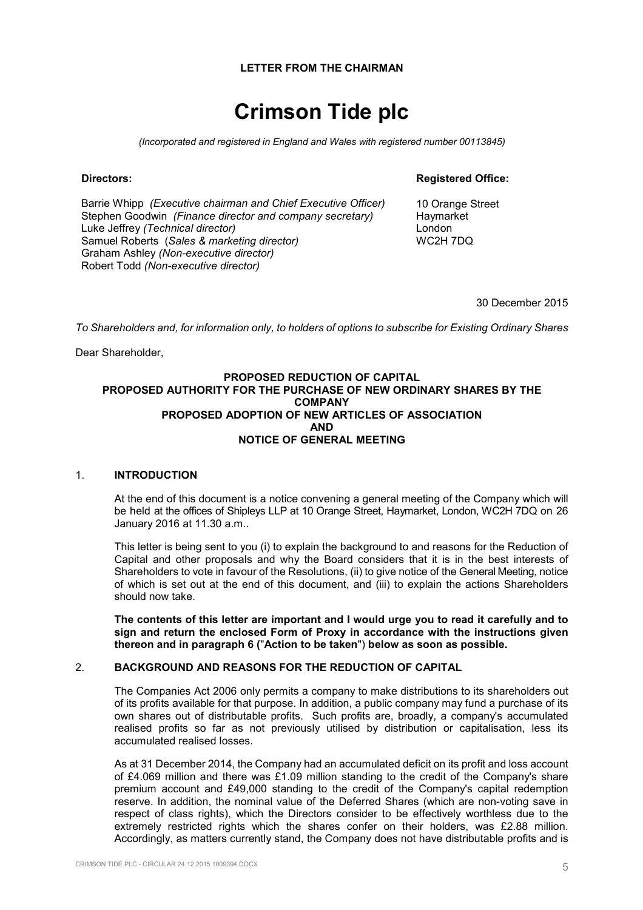**LETTER FROM THE CHAIRMAN**

# Crimson Tide plc

*(Incorporated and registered in England and Wales with registered number 00113845)*

**Directors:**

Barrie Whipp *(Executive chairman and Chief Executive Officer)*
Stephen Goodwin *(Finance director and company secretary)*
Luke Jeffrey *(Technical director)*
Samuel Roberts (*Sales & marketing director)*
Graham Ashley *(Non-executive director)*
Robert Todd *(Non-executive director)*

**Registered Office:**

10 Orange Street
Haymarket
London
WC2H 7DQ

30 December 2015

*To Shareholders and, for information only, to holders of options to subscribe for Existing Ordinary Shares*

Dear Shareholder,

**PROPOSED REDUCTION OF CAPITAL**
**PROPOSED AUTHORITY FOR THE PURCHASE OF NEW ORDINARY SHARES BY THE COMPANY**
**PROPOSED ADOPTION OF NEW ARTICLES OF ASSOCIATION**
**AND**
**NOTICE OF GENERAL MEETING**

## 1. INTRODUCTION

At the end of this document is a notice convening a general meeting of the Company which will be held at the offices of Shipleys LLP at 10 Orange Street, Haymarket, London, WC2H 7DQ on 26 January 2016 at 11.30 a.m..

This letter is being sent to you (i) to explain the background to and reasons for the Reduction of Capital and other proposals and why the Board considers that it is in the best interests of Shareholders to vote in favour of the Resolutions, (ii) to give notice of the General Meeting, notice of which is set out at the end of this document, and (iii) to explain the actions Shareholders should now take.

**The contents of this letter are important and I would urge you to read it carefully and to sign and return the enclosed Form of Proxy in accordance with the instructions given thereon and in paragraph 6 ("Action to be taken") below as soon as possible.**

## 2. BACKGROUND AND REASONS FOR THE REDUCTION OF CAPITAL

The Companies Act 2006 only permits a company to make distributions to its shareholders out of its profits available for that purpose. In addition, a public company may fund a purchase of its own shares out of distributable profits. Such profits are, broadly, a company's accumulated realised profits so far as not previously utilised by distribution or capitalisation, less its accumulated realised losses.

As at 31 December 2014, the Company had an accumulated deficit on its profit and loss account of £4.069 million and there was £1.09 million standing to the credit of the Company's share premium account and £49,000 standing to the credit of the Company's capital redemption reserve. In addition, the nominal value of the Deferred Shares (which are non-voting save in respect of class rights), which the Directors consider to be effectively worthless due to the extremely restricted rights which the shares confer on their holders, was £2.88 million. Accordingly, as matters currently stand, the Company does not have distributable profits and is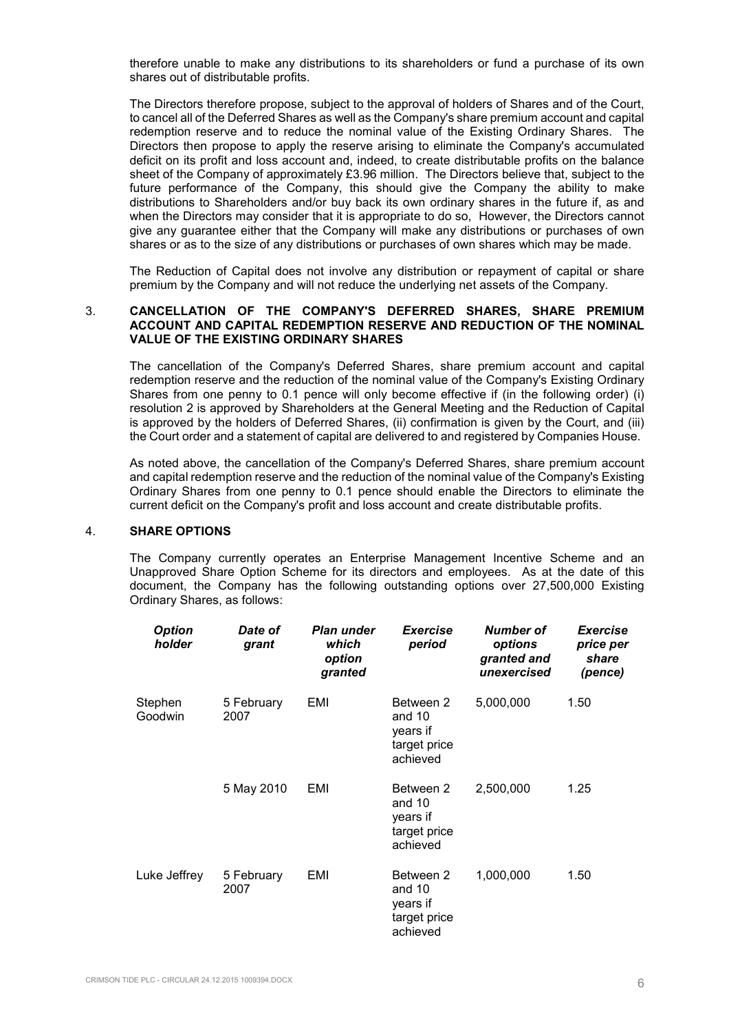therefore unable to make any distributions to its shareholders or fund a purchase of its own shares out of distributable profits.

The Directors therefore propose, subject to the approval of holders of Shares and of the Court, to cancel all of the Deferred Shares as well as the Company's share premium account and capital redemption reserve and to reduce the nominal value of the Existing Ordinary Shares. The Directors then propose to apply the reserve arising to eliminate the Company's accumulated deficit on its profit and loss account and, indeed, to create distributable profits on the balance sheet of the Company of approximately £3.96 million. The Directors believe that, subject to the future performance of the Company, this should give the Company the ability to make distributions to Shareholders and/or buy back its own ordinary shares in the future if, as and when the Directors may consider that it is appropriate to do so, However, the Directors cannot give any guarantee either that the Company will make any distributions or purchases of own shares or as to the size of any distributions or purchases of own shares which may be made.

The Reduction of Capital does not involve any distribution or repayment of capital or share premium by the Company and will not reduce the underlying net assets of the Company.

## 3. CANCELLATION OF THE COMPANY'S DEFERRED SHARES, SHARE PREMIUM ACCOUNT AND CAPITAL REDEMPTION RESERVE AND REDUCTION OF THE NOMINAL VALUE OF THE EXISTING ORDINARY SHARES

The cancellation of the Company's Deferred Shares, share premium account and capital redemption reserve and the reduction of the nominal value of the Company's Existing Ordinary Shares from one penny to 0.1 pence will only become effective if (in the following order) (i) resolution 2 is approved by Shareholders at the General Meeting and the Reduction of Capital is approved by the holders of Deferred Shares, (ii) confirmation is given by the Court, and (iii) the Court order and a statement of capital are delivered to and registered by Companies House.

As noted above, the cancellation of the Company's Deferred Shares, share premium account and capital redemption reserve and the reduction of the nominal value of the Company's Existing Ordinary Shares from one penny to 0.1 pence should enable the Directors to eliminate the current deficit on the Company's profit and loss account and create distributable profits.

## 4. SHARE OPTIONS

The Company currently operates an Enterprise Management Incentive Scheme and an Unapproved Share Option Scheme for its directors and employees. As at the date of this document, the Company has the following outstanding options over 27,500,000 Existing Ordinary Shares, as follows:

| *Option holder* | *Date of grant* | *Plan under which option granted* | *Exercise period* | *Number of options granted and unexercised* | *Exercise price per share (pence)* |
|---|---|---|---|---|---|
| Stephen Goodwin | 5 February 2007 | EMI | Between 2 and 10 years if target price achieved | 5,000,000 | 1.50 |
| | 5 May 2010 | EMI | Between 2 and 10 years if target price achieved | 2,500,000 | 1.25 |
| Luke Jeffrey | 5 February 2007 | EMI | Between 2 and 10 years if target price achieved | 1,000,000 | 1.50 |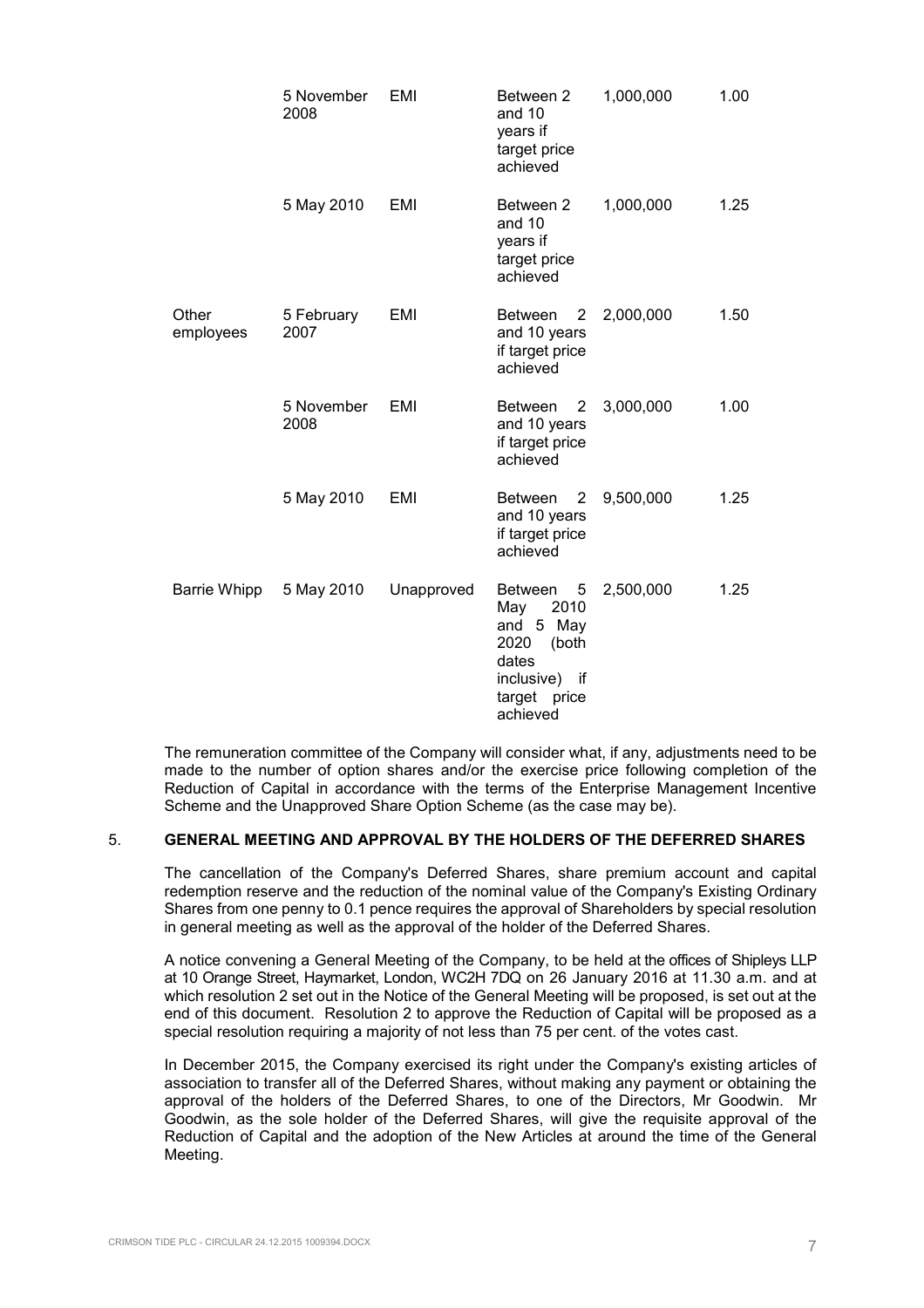| | | | | | |
|---|---|---|---|---|---|
| | 5 November 2008 | EMI | Between 2 and 10 years if target price achieved | 1,000,000 | 1.00 |
| | 5 May 2010 | EMI | Between 2 and 10 years if target price achieved | 1,000,000 | 1.25 |
| Other employees | 5 February 2007 | EMI | Between 2 and 10 years if target price achieved | 2,000,000 | 1.50 |
| | 5 November 2008 | EMI | Between 2 and 10 years if target price achieved | 3,000,000 | 1.00 |
| | 5 May 2010 | EMI | Between 2 and 10 years if target price achieved | 9,500,000 | 1.25 |
| Barrie Whipp | 5 May 2010 | Unapproved | Between 5 May 2010 and 5 May 2020 (both dates inclusive) if target price achieved | 2,500,000 | 1.25 |

The remuneration committee of the Company will consider what, if any, adjustments need to be made to the number of option shares and/or the exercise price following completion of the Reduction of Capital in accordance with the terms of the Enterprise Management Incentive Scheme and the Unapproved Share Option Scheme (as the case may be).

## 5. GENERAL MEETING AND APPROVAL BY THE HOLDERS OF THE DEFERRED SHARES

The cancellation of the Company's Deferred Shares, share premium account and capital redemption reserve and the reduction of the nominal value of the Company's Existing Ordinary Shares from one penny to 0.1 pence requires the approval of Shareholders by special resolution in general meeting as well as the approval of the holder of the Deferred Shares.

A notice convening a General Meeting of the Company, to be held at the offices of Shipleys LLP at 10 Orange Street, Haymarket, London, WC2H 7DQ on 26 January 2016 at 11.30 a.m. and at which resolution 2 set out in the Notice of the General Meeting will be proposed, is set out at the end of this document. Resolution 2 to approve the Reduction of Capital will be proposed as a special resolution requiring a majority of not less than 75 per cent. of the votes cast.

In December 2015, the Company exercised its right under the Company's existing articles of association to transfer all of the Deferred Shares, without making any payment or obtaining the approval of the holders of the Deferred Shares, to one of the Directors, Mr Goodwin. Mr Goodwin, as the sole holder of the Deferred Shares, will give the requisite approval of the Reduction of Capital and the adoption of the New Articles at around the time of the General Meeting.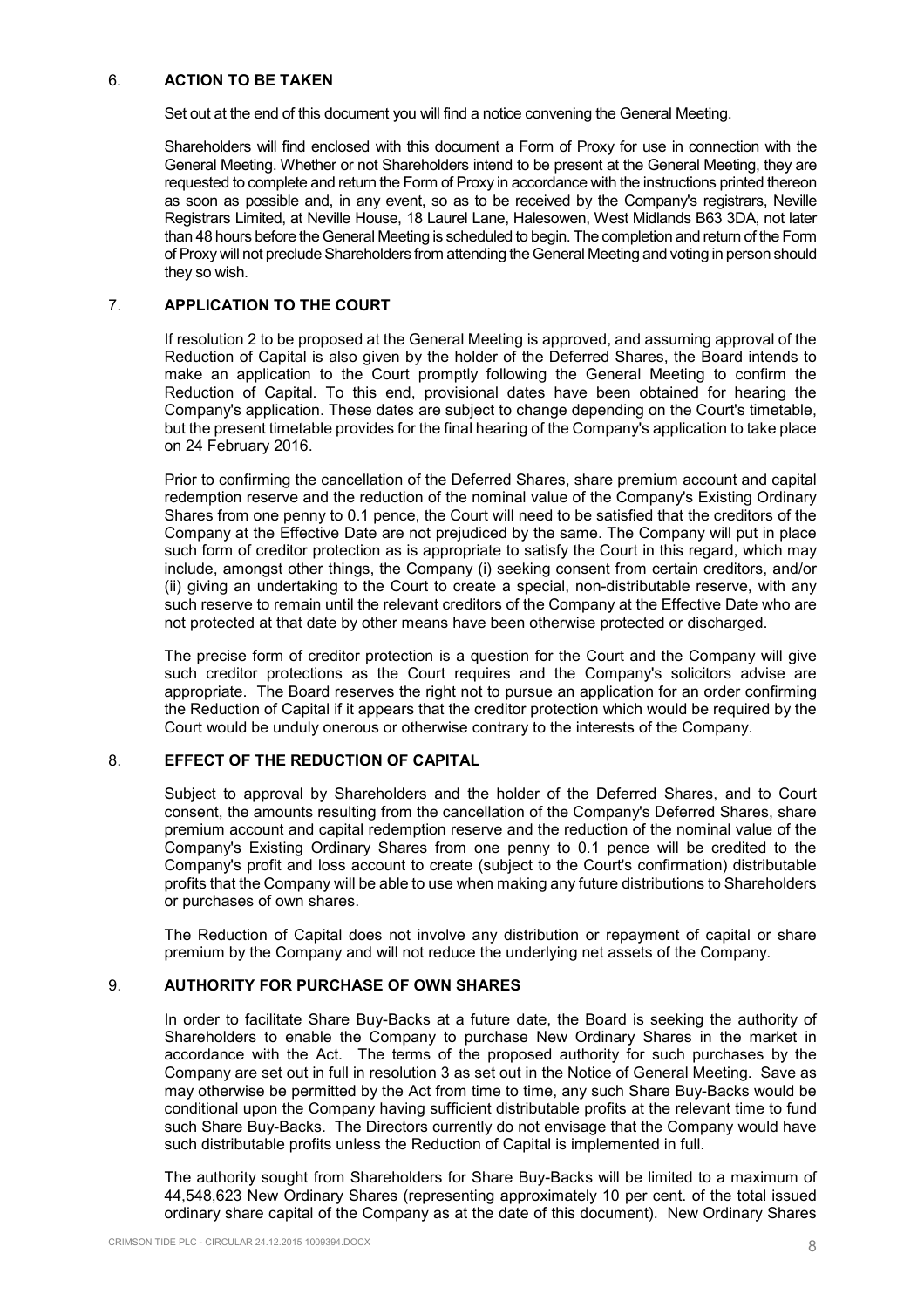## 6. ACTION TO BE TAKEN

Set out at the end of this document you will find a notice convening the General Meeting.

Shareholders will find enclosed with this document a Form of Proxy for use in connection with the General Meeting. Whether or not Shareholders intend to be present at the General Meeting, they are requested to complete and return the Form of Proxy in accordance with the instructions printed thereon as soon as possible and, in any event, so as to be received by the Company's registrars, Neville Registrars Limited, at Neville House, 18 Laurel Lane, Halesowen, West Midlands B63 3DA, not later than 48 hours before the General Meeting is scheduled to begin. The completion and return of the Form of Proxy will not preclude Shareholders from attending the General Meeting and voting in person should they so wish.

## 7. APPLICATION TO THE COURT

If resolution 2 to be proposed at the General Meeting is approved, and assuming approval of the Reduction of Capital is also given by the holder of the Deferred Shares, the Board intends to make an application to the Court promptly following the General Meeting to confirm the Reduction of Capital. To this end, provisional dates have been obtained for hearing the Company's application. These dates are subject to change depending on the Court's timetable, but the present timetable provides for the final hearing of the Company's application to take place on 24 February 2016.

Prior to confirming the cancellation of the Deferred Shares, share premium account and capital redemption reserve and the reduction of the nominal value of the Company's Existing Ordinary Shares from one penny to 0.1 pence, the Court will need to be satisfied that the creditors of the Company at the Effective Date are not prejudiced by the same. The Company will put in place such form of creditor protection as is appropriate to satisfy the Court in this regard, which may include, amongst other things, the Company (i) seeking consent from certain creditors, and/or (ii) giving an undertaking to the Court to create a special, non-distributable reserve, with any such reserve to remain until the relevant creditors of the Company at the Effective Date who are not protected at that date by other means have been otherwise protected or discharged.

The precise form of creditor protection is a question for the Court and the Company will give such creditor protections as the Court requires and the Company's solicitors advise are appropriate. The Board reserves the right not to pursue an application for an order confirming the Reduction of Capital if it appears that the creditor protection which would be required by the Court would be unduly onerous or otherwise contrary to the interests of the Company.

## 8. EFFECT OF THE REDUCTION OF CAPITAL

Subject to approval by Shareholders and the holder of the Deferred Shares, and to Court consent, the amounts resulting from the cancellation of the Company's Deferred Shares, share premium account and capital redemption reserve and the reduction of the nominal value of the Company's Existing Ordinary Shares from one penny to 0.1 pence will be credited to the Company's profit and loss account to create (subject to the Court's confirmation) distributable profits that the Company will be able to use when making any future distributions to Shareholders or purchases of own shares.

The Reduction of Capital does not involve any distribution or repayment of capital or share premium by the Company and will not reduce the underlying net assets of the Company.

## 9. AUTHORITY FOR PURCHASE OF OWN SHARES

In order to facilitate Share Buy-Backs at a future date, the Board is seeking the authority of Shareholders to enable the Company to purchase New Ordinary Shares in the market in accordance with the Act. The terms of the proposed authority for such purchases by the Company are set out in full in resolution 3 as set out in the Notice of General Meeting. Save as may otherwise be permitted by the Act from time to time, any such Share Buy-Backs would be conditional upon the Company having sufficient distributable profits at the relevant time to fund such Share Buy-Backs. The Directors currently do not envisage that the Company would have such distributable profits unless the Reduction of Capital is implemented in full.

The authority sought from Shareholders for Share Buy-Backs will be limited to a maximum of 44,548,623 New Ordinary Shares (representing approximately 10 per cent. of the total issued ordinary share capital of the Company as at the date of this document). New Ordinary Shares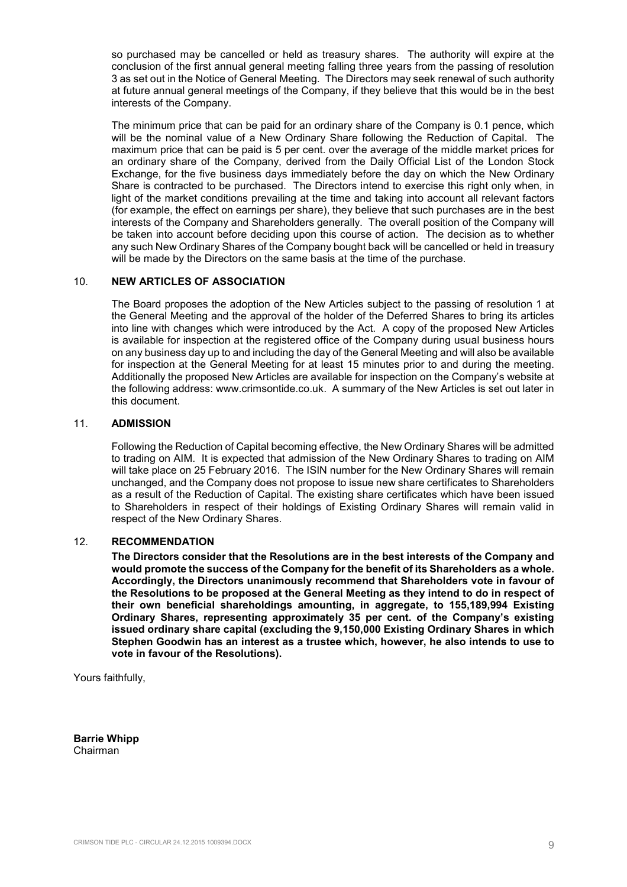so purchased may be cancelled or held as treasury shares. The authority will expire at the conclusion of the first annual general meeting falling three years from the passing of resolution 3 as set out in the Notice of General Meeting. The Directors may seek renewal of such authority at future annual general meetings of the Company, if they believe that this would be in the best interests of the Company.

The minimum price that can be paid for an ordinary share of the Company is 0.1 pence, which will be the nominal value of a New Ordinary Share following the Reduction of Capital. The maximum price that can be paid is 5 per cent. over the average of the middle market prices for an ordinary share of the Company, derived from the Daily Official List of the London Stock Exchange, for the five business days immediately before the day on which the New Ordinary Share is contracted to be purchased. The Directors intend to exercise this right only when, in light of the market conditions prevailing at the time and taking into account all relevant factors (for example, the effect on earnings per share), they believe that such purchases are in the best interests of the Company and Shareholders generally. The overall position of the Company will be taken into account before deciding upon this course of action. The decision as to whether any such New Ordinary Shares of the Company bought back will be cancelled or held in treasury will be made by the Directors on the same basis at the time of the purchase.

## 10. NEW ARTICLES OF ASSOCIATION

The Board proposes the adoption of the New Articles subject to the passing of resolution 1 at the General Meeting and the approval of the holder of the Deferred Shares to bring its articles into line with changes which were introduced by the Act. A copy of the proposed New Articles is available for inspection at the registered office of the Company during usual business hours on any business day up to and including the day of the General Meeting and will also be available for inspection at the General Meeting for at least 15 minutes prior to and during the meeting. Additionally the proposed New Articles are available for inspection on the Company's website at the following address: www.crimsontide.co.uk. A summary of the New Articles is set out later in this document.

## 11. ADMISSION

Following the Reduction of Capital becoming effective, the New Ordinary Shares will be admitted to trading on AIM. It is expected that admission of the New Ordinary Shares to trading on AIM will take place on 25 February 2016. The ISIN number for the New Ordinary Shares will remain unchanged, and the Company does not propose to issue new share certificates to Shareholders as a result of the Reduction of Capital. The existing share certificates which have been issued to Shareholders in respect of their holdings of Existing Ordinary Shares will remain valid in respect of the New Ordinary Shares.

## 12. RECOMMENDATION

**The Directors consider that the Resolutions are in the best interests of the Company and would promote the success of the Company for the benefit of its Shareholders as a whole. Accordingly, the Directors unanimously recommend that Shareholders vote in favour of the Resolutions to be proposed at the General Meeting as they intend to do in respect of their own beneficial shareholdings amounting, in aggregate, to 155,189,994 Existing Ordinary Shares, representing approximately 35 per cent. of the Company's existing issued ordinary share capital (excluding the 9,150,000 Existing Ordinary Shares in which Stephen Goodwin has an interest as a trustee which, however, he also intends to use to vote in favour of the Resolutions).**

Yours faithfully,

**Barrie Whipp**
Chairman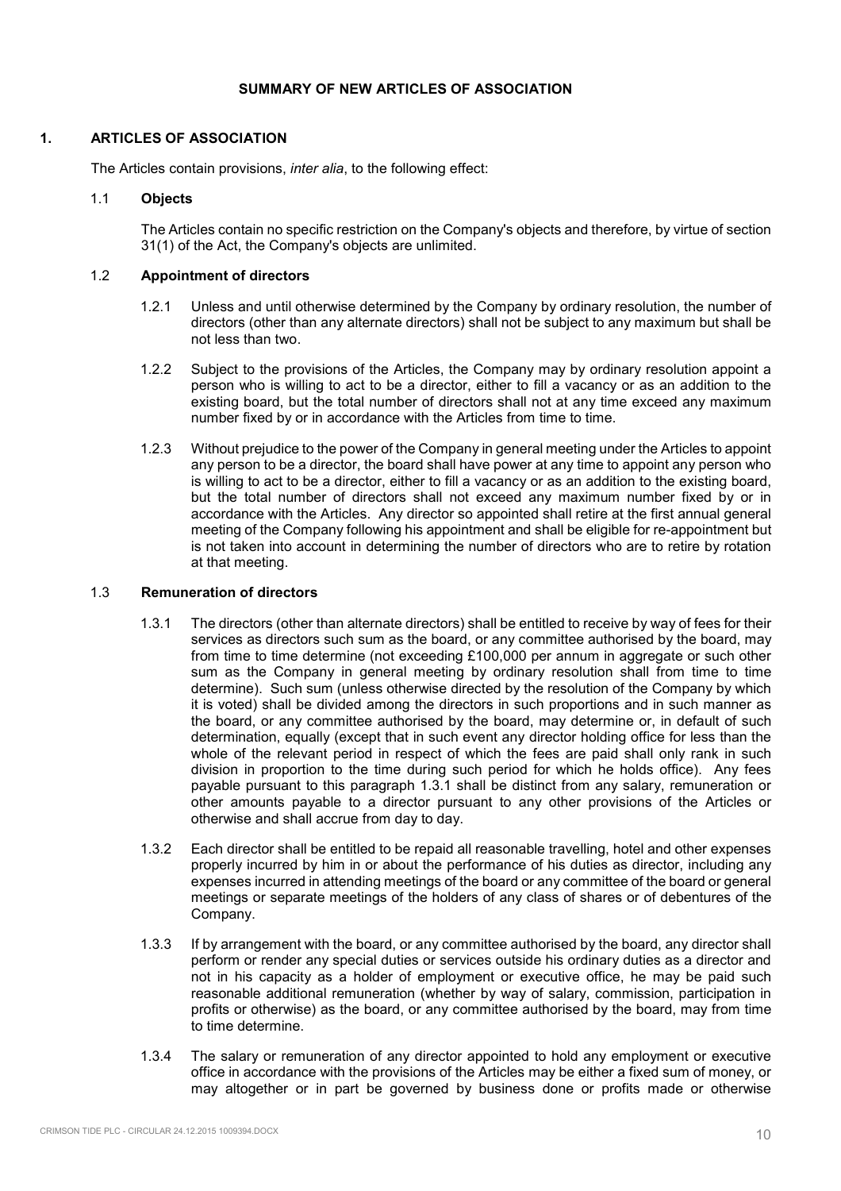# SUMMARY OF NEW ARTICLES OF ASSOCIATION

## 1. ARTICLES OF ASSOCIATION

The Articles contain provisions, *inter alia*, to the following effect:

### 1.1 Objects

The Articles contain no specific restriction on the Company's objects and therefore, by virtue of section 31(1) of the Act, the Company's objects are unlimited.

### 1.2 Appointment of directors

1.2.1 Unless and until otherwise determined by the Company by ordinary resolution, the number of directors (other than any alternate directors) shall not be subject to any maximum but shall be not less than two.

1.2.2 Subject to the provisions of the Articles, the Company may by ordinary resolution appoint a person who is willing to act to be a director, either to fill a vacancy or as an addition to the existing board, but the total number of directors shall not at any time exceed any maximum number fixed by or in accordance with the Articles from time to time.

1.2.3 Without prejudice to the power of the Company in general meeting under the Articles to appoint any person to be a director, the board shall have power at any time to appoint any person who is willing to act to be a director, either to fill a vacancy or as an addition to the existing board, but the total number of directors shall not exceed any maximum number fixed by or in accordance with the Articles. Any director so appointed shall retire at the first annual general meeting of the Company following his appointment and shall be eligible for re-appointment but is not taken into account in determining the number of directors who are to retire by rotation at that meeting.

### 1.3 Remuneration of directors

1.3.1 The directors (other than alternate directors) shall be entitled to receive by way of fees for their services as directors such sum as the board, or any committee authorised by the board, may from time to time determine (not exceeding £100,000 per annum in aggregate or such other sum as the Company in general meeting by ordinary resolution shall from time to time determine). Such sum (unless otherwise directed by the resolution of the Company by which it is voted) shall be divided among the directors in such proportions and in such manner as the board, or any committee authorised by the board, may determine or, in default of such determination, equally (except that in such event any director holding office for less than the whole of the relevant period in respect of which the fees are paid shall only rank in such division in proportion to the time during such period for which he holds office). Any fees payable pursuant to this paragraph 1.3.1 shall be distinct from any salary, remuneration or other amounts payable to a director pursuant to any other provisions of the Articles or otherwise and shall accrue from day to day.

1.3.2 Each director shall be entitled to be repaid all reasonable travelling, hotel and other expenses properly incurred by him in or about the performance of his duties as director, including any expenses incurred in attending meetings of the board or any committee of the board or general meetings or separate meetings of the holders of any class of shares or of debentures of the Company.

1.3.3 If by arrangement with the board, or any committee authorised by the board, any director shall perform or render any special duties or services outside his ordinary duties as a director and not in his capacity as a holder of employment or executive office, he may be paid such reasonable additional remuneration (whether by way of salary, commission, participation in profits or otherwise) as the board, or any committee authorised by the board, may from time to time determine.

1.3.4 The salary or remuneration of any director appointed to hold any employment or executive office in accordance with the provisions of the Articles may be either a fixed sum of money, or may altogether or in part be governed by business done or profits made or otherwise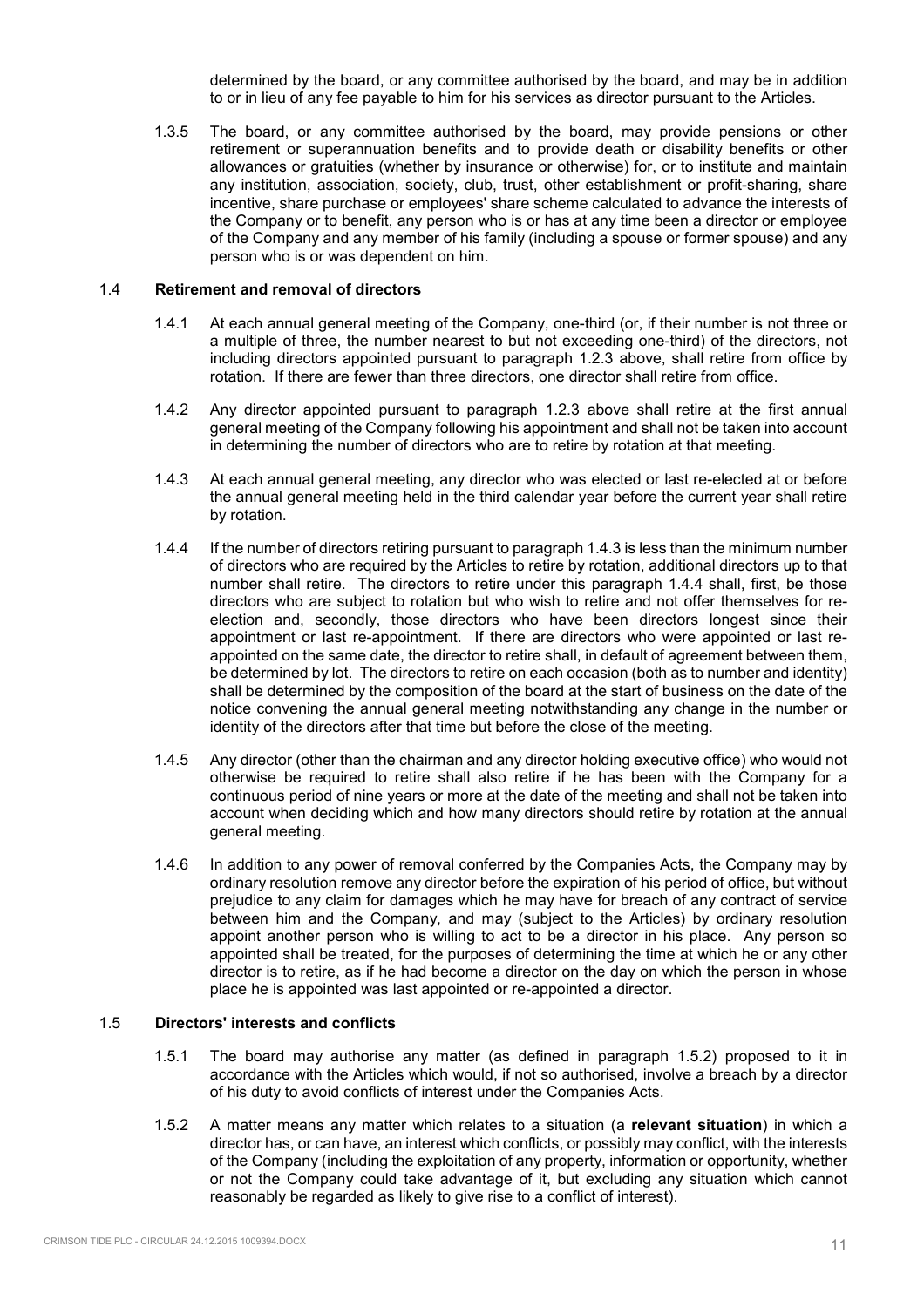determined by the board, or any committee authorised by the board, and may be in addition to or in lieu of any fee payable to him for his services as director pursuant to the Articles.

1.3.5 The board, or any committee authorised by the board, may provide pensions or other retirement or superannuation benefits and to provide death or disability benefits or other allowances or gratuities (whether by insurance or otherwise) for, or to institute and maintain any institution, association, society, club, trust, other establishment or profit-sharing, share incentive, share purchase or employees' share scheme calculated to advance the interests of the Company or to benefit, any person who is or has at any time been a director or employee of the Company and any member of his family (including a spouse or former spouse) and any person who is or was dependent on him.

### 1.4 Retirement and removal of directors

1.4.1 At each annual general meeting of the Company, one-third (or, if their number is not three or a multiple of three, the number nearest to but not exceeding one-third) of the directors, not including directors appointed pursuant to paragraph 1.2.3 above, shall retire from office by rotation. If there are fewer than three directors, one director shall retire from office.

1.4.2 Any director appointed pursuant to paragraph 1.2.3 above shall retire at the first annual general meeting of the Company following his appointment and shall not be taken into account in determining the number of directors who are to retire by rotation at that meeting.

1.4.3 At each annual general meeting, any director who was elected or last re-elected at or before the annual general meeting held in the third calendar year before the current year shall retire by rotation.

1.4.4 If the number of directors retiring pursuant to paragraph 1.4.3 is less than the minimum number of directors who are required by the Articles to retire by rotation, additional directors up to that number shall retire. The directors to retire under this paragraph 1.4.4 shall, first, be those directors who are subject to rotation but who wish to retire and not offer themselves for re-election and, secondly, those directors who have been directors longest since their appointment or last re-appointment. If there are directors who were appointed or last re-appointed on the same date, the director to retire shall, in default of agreement between them, be determined by lot. The directors to retire on each occasion (both as to number and identity) shall be determined by the composition of the board at the start of business on the date of the notice convening the annual general meeting notwithstanding any change in the number or identity of the directors after that time but before the close of the meeting.

1.4.5 Any director (other than the chairman and any director holding executive office) who would not otherwise be required to retire shall also retire if he has been with the Company for a continuous period of nine years or more at the date of the meeting and shall not be taken into account when deciding which and how many directors should retire by rotation at the annual general meeting.

1.4.6 In addition to any power of removal conferred by the Companies Acts, the Company may by ordinary resolution remove any director before the expiration of his period of office, but without prejudice to any claim for damages which he may have for breach of any contract of service between him and the Company, and may (subject to the Articles) by ordinary resolution appoint another person who is willing to act to be a director in his place. Any person so appointed shall be treated, for the purposes of determining the time at which he or any other director is to retire, as if he had become a director on the day on which the person in whose place he is appointed was last appointed or re-appointed a director.

### 1.5 Directors' interests and conflicts

1.5.1 The board may authorise any matter (as defined in paragraph 1.5.2) proposed to it in accordance with the Articles which would, if not so authorised, involve a breach by a director of his duty to avoid conflicts of interest under the Companies Acts.

1.5.2 A matter means any matter which relates to a situation (a **relevant situation**) in which a director has, or can have, an interest which conflicts, or possibly may conflict, with the interests of the Company (including the exploitation of any property, information or opportunity, whether or not the Company could take advantage of it, but excluding any situation which cannot reasonably be regarded as likely to give rise to a conflict of interest).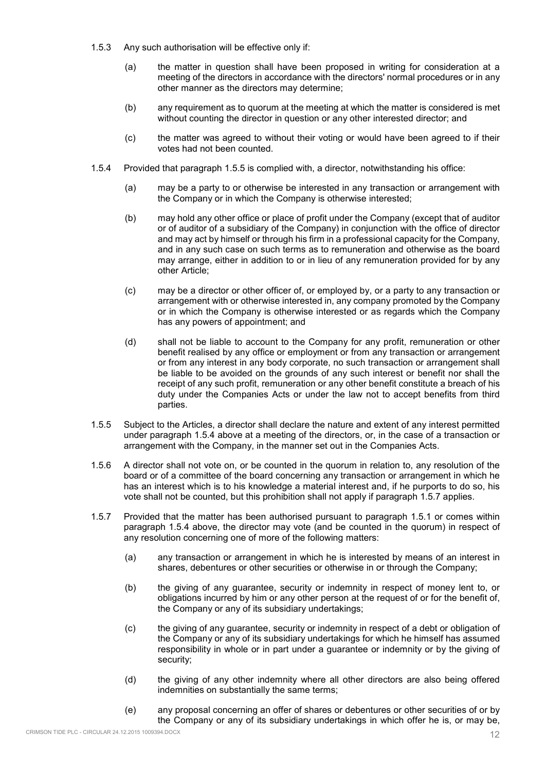1.5.3 Any such authorisation will be effective only if:

(a) the matter in question shall have been proposed in writing for consideration at a meeting of the directors in accordance with the directors' normal procedures or in any other manner as the directors may determine;

(b) any requirement as to quorum at the meeting at which the matter is considered is met without counting the director in question or any other interested director; and

(c) the matter was agreed to without their voting or would have been agreed to if their votes had not been counted.

1.5.4 Provided that paragraph 1.5.5 is complied with, a director, notwithstanding his office:

(a) may be a party to or otherwise be interested in any transaction or arrangement with the Company or in which the Company is otherwise interested;

(b) may hold any other office or place of profit under the Company (except that of auditor or of auditor of a subsidiary of the Company) in conjunction with the office of director and may act by himself or through his firm in a professional capacity for the Company, and in any such case on such terms as to remuneration and otherwise as the board may arrange, either in addition to or in lieu of any remuneration provided for by any other Article;

(c) may be a director or other officer of, or employed by, or a party to any transaction or arrangement with or otherwise interested in, any company promoted by the Company or in which the Company is otherwise interested or as regards which the Company has any powers of appointment; and

(d) shall not be liable to account to the Company for any profit, remuneration or other benefit realised by any office or employment or from any transaction or arrangement or from any interest in any body corporate, no such transaction or arrangement shall be liable to be avoided on the grounds of any such interest or benefit nor shall the receipt of any such profit, remuneration or any other benefit constitute a breach of his duty under the Companies Acts or under the law not to accept benefits from third parties.

1.5.5 Subject to the Articles, a director shall declare the nature and extent of any interest permitted under paragraph 1.5.4 above at a meeting of the directors, or, in the case of a transaction or arrangement with the Company, in the manner set out in the Companies Acts.

1.5.6 A director shall not vote on, or be counted in the quorum in relation to, any resolution of the board or of a committee of the board concerning any transaction or arrangement in which he has an interest which is to his knowledge a material interest and, if he purports to do so, his vote shall not be counted, but this prohibition shall not apply if paragraph 1.5.7 applies.

1.5.7 Provided that the matter has been authorised pursuant to paragraph 1.5.1 or comes within paragraph 1.5.4 above, the director may vote (and be counted in the quorum) in respect of any resolution concerning one of more of the following matters:

(a) any transaction or arrangement in which he is interested by means of an interest in shares, debentures or other securities or otherwise in or through the Company;

(b) the giving of any guarantee, security or indemnity in respect of money lent to, or obligations incurred by him or any other person at the request of or for the benefit of, the Company or any of its subsidiary undertakings;

(c) the giving of any guarantee, security or indemnity in respect of a debt or obligation of the Company or any of its subsidiary undertakings for which he himself has assumed responsibility in whole or in part under a guarantee or indemnity or by the giving of security;

(d) the giving of any other indemnity where all other directors are also being offered indemnities on substantially the same terms;

(e) any proposal concerning an offer of shares or debentures or other securities of or by the Company or any of its subsidiary undertakings in which offer he is, or may be,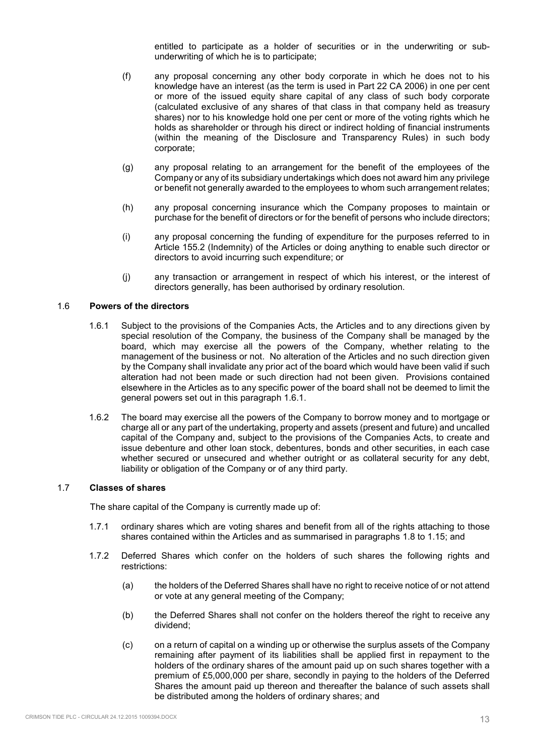entitled to participate as a holder of securities or in the underwriting or sub-underwriting of which he is to participate;

(f) any proposal concerning any other body corporate in which he does not to his knowledge have an interest (as the term is used in Part 22 CA 2006) in one per cent or more of the issued equity share capital of any class of such body corporate (calculated exclusive of any shares of that class in that company held as treasury shares) nor to his knowledge hold one per cent or more of the voting rights which he holds as shareholder or through his direct or indirect holding of financial instruments (within the meaning of the Disclosure and Transparency Rules) in such body corporate;

(g) any proposal relating to an arrangement for the benefit of the employees of the Company or any of its subsidiary undertakings which does not award him any privilege or benefit not generally awarded to the employees to whom such arrangement relates;

(h) any proposal concerning insurance which the Company proposes to maintain or purchase for the benefit of directors or for the benefit of persons who include directors;

(i) any proposal concerning the funding of expenditure for the purposes referred to in Article 155.2 (Indemnity) of the Articles or doing anything to enable such director or directors to avoid incurring such expenditure; or

(j) any transaction or arrangement in respect of which his interest, or the interest of directors generally, has been authorised by ordinary resolution.

### 1.6 Powers of the directors

1.6.1 Subject to the provisions of the Companies Acts, the Articles and to any directions given by special resolution of the Company, the business of the Company shall be managed by the board, which may exercise all the powers of the Company, whether relating to the management of the business or not. No alteration of the Articles and no such direction given by the Company shall invalidate any prior act of the board which would have been valid if such alteration had not been made or such direction had not been given. Provisions contained elsewhere in the Articles as to any specific power of the board shall not be deemed to limit the general powers set out in this paragraph 1.6.1.

1.6.2 The board may exercise all the powers of the Company to borrow money and to mortgage or charge all or any part of the undertaking, property and assets (present and future) and uncalled capital of the Company and, subject to the provisions of the Companies Acts, to create and issue debenture and other loan stock, debentures, bonds and other securities, in each case whether secured or unsecured and whether outright or as collateral security for any debt, liability or obligation of the Company or of any third party.

### 1.7 Classes of shares

The share capital of the Company is currently made up of:

1.7.1 ordinary shares which are voting shares and benefit from all of the rights attaching to those shares contained within the Articles and as summarised in paragraphs 1.8 to 1.15; and

1.7.2 Deferred Shares which confer on the holders of such shares the following rights and restrictions:

(a) the holders of the Deferred Shares shall have no right to receive notice of or not attend or vote at any general meeting of the Company;

(b) the Deferred Shares shall not confer on the holders thereof the right to receive any dividend;

(c) on a return of capital on a winding up or otherwise the surplus assets of the Company remaining after payment of its liabilities shall be applied first in repayment to the holders of the ordinary shares of the amount paid up on such shares together with a premium of £5,000,000 per share, secondly in paying to the holders of the Deferred Shares the amount paid up thereon and thereafter the balance of such assets shall be distributed among the holders of ordinary shares; and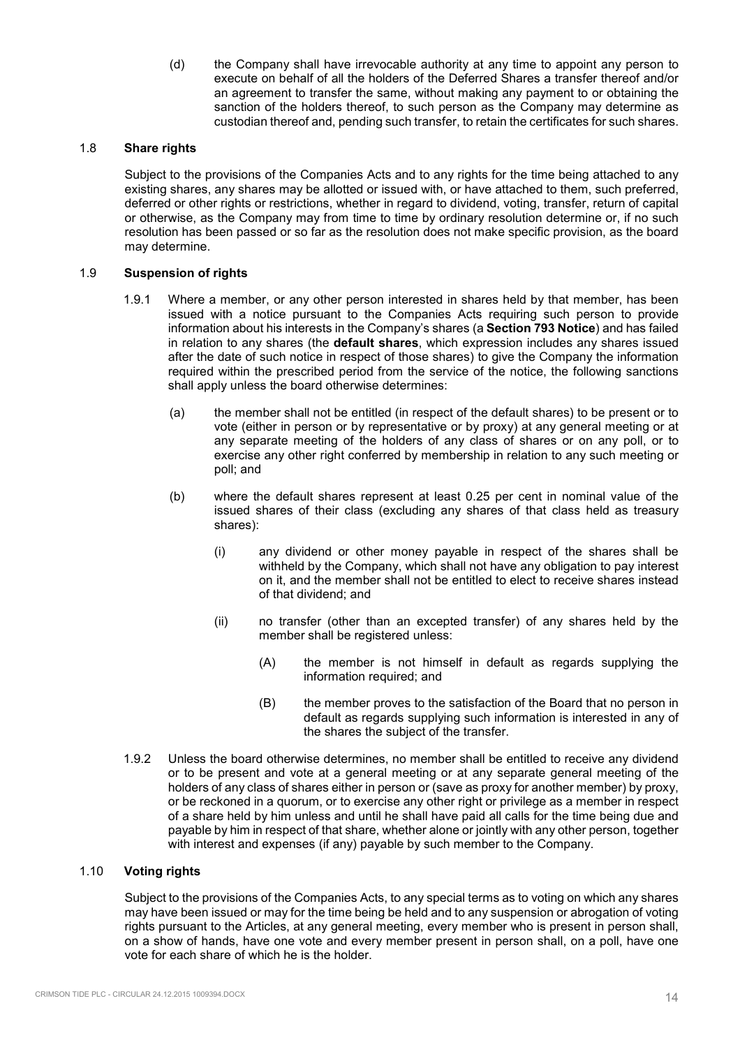(d) the Company shall have irrevocable authority at any time to appoint any person to execute on behalf of all the holders of the Deferred Shares a transfer thereof and/or an agreement to transfer the same, without making any payment to or obtaining the sanction of the holders thereof, to such person as the Company may determine as custodian thereof and, pending such transfer, to retain the certificates for such shares.

### 1.8 Share rights

Subject to the provisions of the Companies Acts and to any rights for the time being attached to any existing shares, any shares may be allotted or issued with, or have attached to them, such preferred, deferred or other rights or restrictions, whether in regard to dividend, voting, transfer, return of capital or otherwise, as the Company may from time to time by ordinary resolution determine or, if no such resolution has been passed or so far as the resolution does not make specific provision, as the board may determine.

### 1.9 Suspension of rights

1.9.1 Where a member, or any other person interested in shares held by that member, has been issued with a notice pursuant to the Companies Acts requiring such person to provide information about his interests in the Company's shares (a **Section 793 Notice**) and has failed in relation to any shares (the **default shares**, which expression includes any shares issued after the date of such notice in respect of those shares) to give the Company the information required within the prescribed period from the service of the notice, the following sanctions shall apply unless the board otherwise determines:

(a) the member shall not be entitled (in respect of the default shares) to be present or to vote (either in person or by representative or by proxy) at any general meeting or at any separate meeting of the holders of any class of shares or on any poll, or to exercise any other right conferred by membership in relation to any such meeting or poll; and

(b) where the default shares represent at least 0.25 per cent in nominal value of the issued shares of their class (excluding any shares of that class held as treasury shares):

(i) any dividend or other money payable in respect of the shares shall be withheld by the Company, which shall not have any obligation to pay interest on it, and the member shall not be entitled to elect to receive shares instead of that dividend; and

(ii) no transfer (other than an excepted transfer) of any shares held by the member shall be registered unless:

(A) the member is not himself in default as regards supplying the information required; and

(B) the member proves to the satisfaction of the Board that no person in default as regards supplying such information is interested in any of the shares the subject of the transfer.

1.9.2 Unless the board otherwise determines, no member shall be entitled to receive any dividend or to be present and vote at a general meeting or at any separate general meeting of the holders of any class of shares either in person or (save as proxy for another member) by proxy, or be reckoned in a quorum, or to exercise any other right or privilege as a member in respect of a share held by him unless and until he shall have paid all calls for the time being due and payable by him in respect of that share, whether alone or jointly with any other person, together with interest and expenses (if any) payable by such member to the Company.

### 1.10 Voting rights

Subject to the provisions of the Companies Acts, to any special terms as to voting on which any shares may have been issued or may for the time being be held and to any suspension or abrogation of voting rights pursuant to the Articles, at any general meeting, every member who is present in person shall, on a show of hands, have one vote and every member present in person shall, on a poll, have one vote for each share of which he is the holder.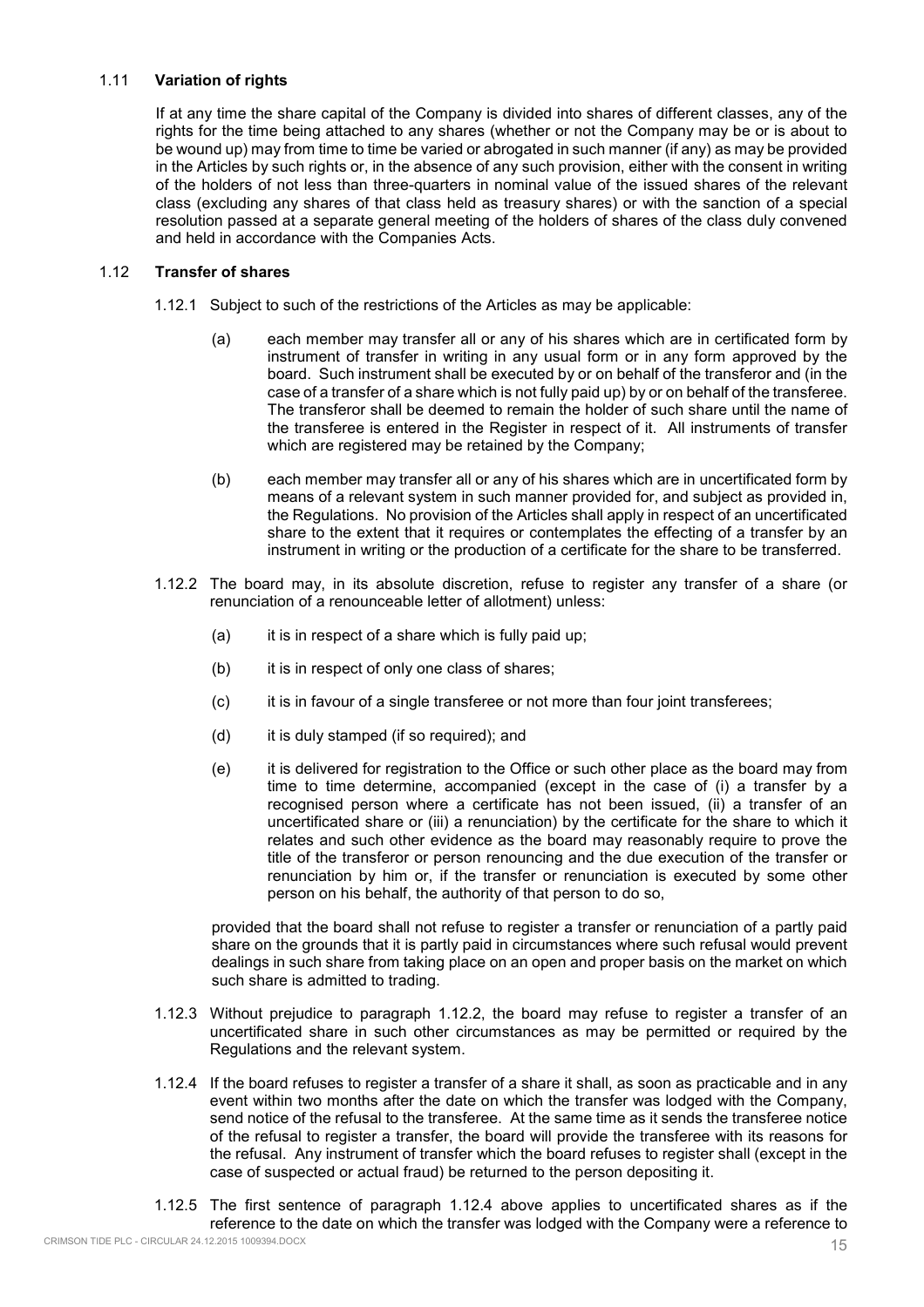### 1.11 **Variation of rights**

If at any time the share capital of the Company is divided into shares of different classes, any of the rights for the time being attached to any shares (whether or not the Company may be or is about to be wound up) may from time to time be varied or abrogated in such manner (if any) as may be provided in the Articles by such rights or, in the absence of any such provision, either with the consent in writing of the holders of not less than three-quarters in nominal value of the issued shares of the relevant class (excluding any shares of that class held as treasury shares) or with the sanction of a special resolution passed at a separate general meeting of the holders of shares of the class duly convened and held in accordance with the Companies Acts.

### 1.12 **Transfer of shares**

1.12.1 Subject to such of the restrictions of the Articles as may be applicable:

(a) each member may transfer all or any of his shares which are in certificated form by instrument of transfer in writing in any usual form or in any form approved by the board. Such instrument shall be executed by or on behalf of the transferor and (in the case of a transfer of a share which is not fully paid up) by or on behalf of the transferee. The transferor shall be deemed to remain the holder of such share until the name of the transferee is entered in the Register in respect of it. All instruments of transfer which are registered may be retained by the Company;

(b) each member may transfer all or any of his shares which are in uncertificated form by means of a relevant system in such manner provided for, and subject as provided in, the Regulations. No provision of the Articles shall apply in respect of an uncertificated share to the extent that it requires or contemplates the effecting of a transfer by an instrument in writing or the production of a certificate for the share to be transferred.

1.12.2 The board may, in its absolute discretion, refuse to register any transfer of a share (or renunciation of a renounceable letter of allotment) unless:

(a) it is in respect of a share which is fully paid up;

(b) it is in respect of only one class of shares;

(c) it is in favour of a single transferee or not more than four joint transferees;

(d) it is duly stamped (if so required); and

(e) it is delivered for registration to the Office or such other place as the board may from time to time determine, accompanied (except in the case of (i) a transfer by a recognised person where a certificate has not been issued, (ii) a transfer of an uncertificated share or (iii) a renunciation) by the certificate for the share to which it relates and such other evidence as the board may reasonably require to prove the title of the transferor or person renouncing and the due execution of the transfer or renunciation by him or, if the transfer or renunciation is executed by some other person on his behalf, the authority of that person to do so,

provided that the board shall not refuse to register a transfer or renunciation of a partly paid share on the grounds that it is partly paid in circumstances where such refusal would prevent dealings in such share from taking place on an open and proper basis on the market on which such share is admitted to trading.

1.12.3 Without prejudice to paragraph 1.12.2, the board may refuse to register a transfer of an uncertificated share in such other circumstances as may be permitted or required by the Regulations and the relevant system.

1.12.4 If the board refuses to register a transfer of a share it shall, as soon as practicable and in any event within two months after the date on which the transfer was lodged with the Company, send notice of the refusal to the transferee. At the same time as it sends the transferee notice of the refusal to register a transfer, the board will provide the transferee with its reasons for the refusal. Any instrument of transfer which the board refuses to register shall (except in the case of suspected or actual fraud) be returned to the person depositing it.

1.12.5 The first sentence of paragraph 1.12.4 above applies to uncertificated shares as if the reference to the date on which the transfer was lodged with the Company were a reference to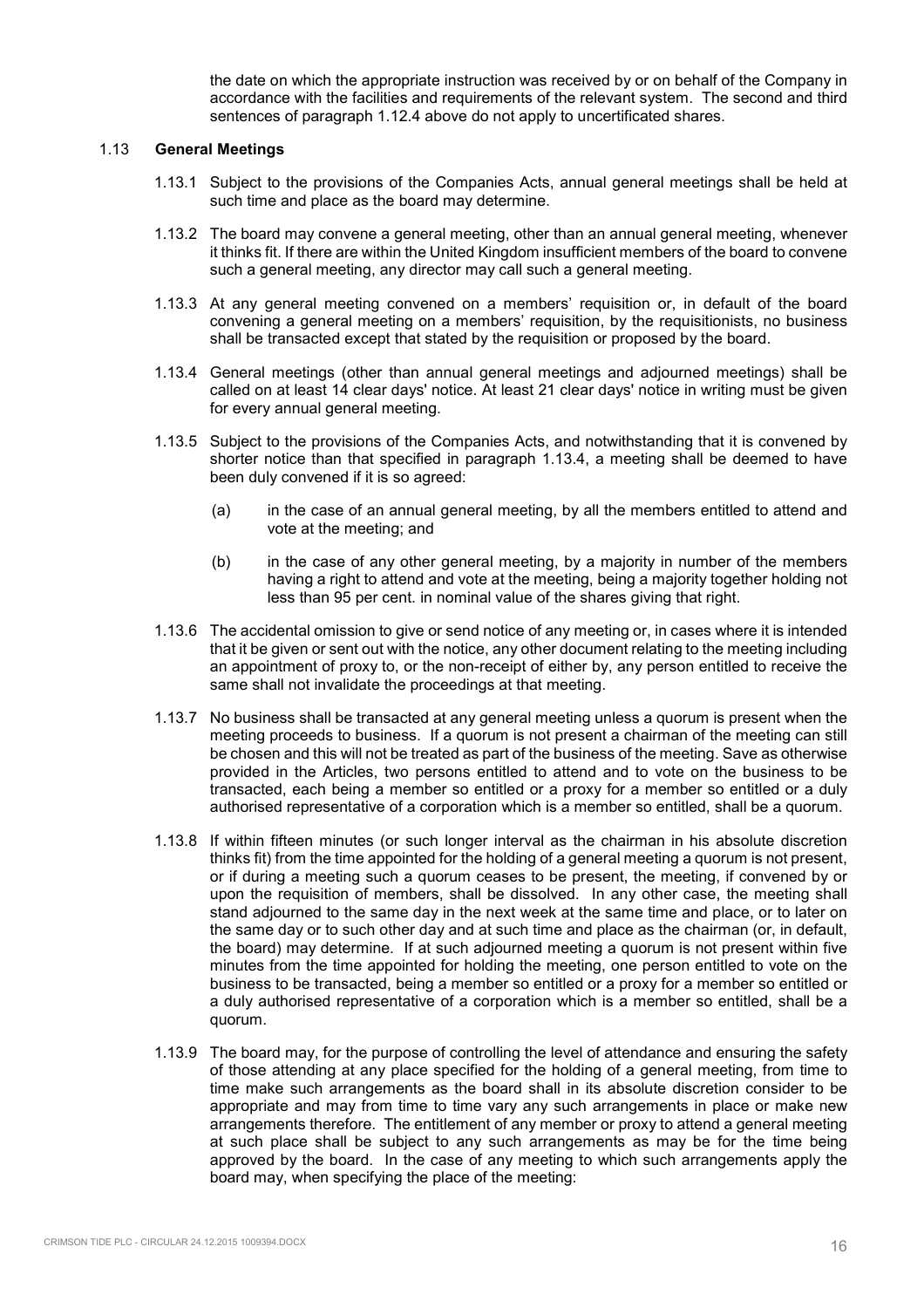the date on which the appropriate instruction was received by or on behalf of the Company in accordance with the facilities and requirements of the relevant system. The second and third sentences of paragraph 1.12.4 above do not apply to uncertificated shares.

1.13 **General Meetings**

1.13.1 Subject to the provisions of the Companies Acts, annual general meetings shall be held at such time and place as the board may determine.

1.13.2 The board may convene a general meeting, other than an annual general meeting, whenever it thinks fit. If there are within the United Kingdom insufficient members of the board to convene such a general meeting, any director may call such a general meeting.

1.13.3 At any general meeting convened on a members' requisition or, in default of the board convening a general meeting on a members' requisition, by the requisitionists, no business shall be transacted except that stated by the requisition or proposed by the board.

1.13.4 General meetings (other than annual general meetings and adjourned meetings) shall be called on at least 14 clear days' notice. At least 21 clear days' notice in writing must be given for every annual general meeting.

1.13.5 Subject to the provisions of the Companies Acts, and notwithstanding that it is convened by shorter notice than that specified in paragraph 1.13.4, a meeting shall be deemed to have been duly convened if it is so agreed:

(a) in the case of an annual general meeting, by all the members entitled to attend and vote at the meeting; and

(b) in the case of any other general meeting, by a majority in number of the members having a right to attend and vote at the meeting, being a majority together holding not less than 95 per cent. in nominal value of the shares giving that right.

1.13.6 The accidental omission to give or send notice of any meeting or, in cases where it is intended that it be given or sent out with the notice, any other document relating to the meeting including an appointment of proxy to, or the non-receipt of either by, any person entitled to receive the same shall not invalidate the proceedings at that meeting.

1.13.7 No business shall be transacted at any general meeting unless a quorum is present when the meeting proceeds to business. If a quorum is not present a chairman of the meeting can still be chosen and this will not be treated as part of the business of the meeting. Save as otherwise provided in the Articles, two persons entitled to attend and to vote on the business to be transacted, each being a member so entitled or a proxy for a member so entitled or a duly authorised representative of a corporation which is a member so entitled, shall be a quorum.

1.13.8 If within fifteen minutes (or such longer interval as the chairman in his absolute discretion thinks fit) from the time appointed for the holding of a general meeting a quorum is not present, or if during a meeting such a quorum ceases to be present, the meeting, if convened by or upon the requisition of members, shall be dissolved. In any other case, the meeting shall stand adjourned to the same day in the next week at the same time and place, or to later on the same day or to such other day and at such time and place as the chairman (or, in default, the board) may determine. If at such adjourned meeting a quorum is not present within five minutes from the time appointed for holding the meeting, one person entitled to vote on the business to be transacted, being a member so entitled or a proxy for a member so entitled or a duly authorised representative of a corporation which is a member so entitled, shall be a quorum.

1.13.9 The board may, for the purpose of controlling the level of attendance and ensuring the safety of those attending at any place specified for the holding of a general meeting, from time to time make such arrangements as the board shall in its absolute discretion consider to be appropriate and may from time to time vary any such arrangements in place or make new arrangements therefore. The entitlement of any member or proxy to attend a general meeting at such place shall be subject to any such arrangements as may be for the time being approved by the board. In the case of any meeting to which such arrangements apply the board may, when specifying the place of the meeting: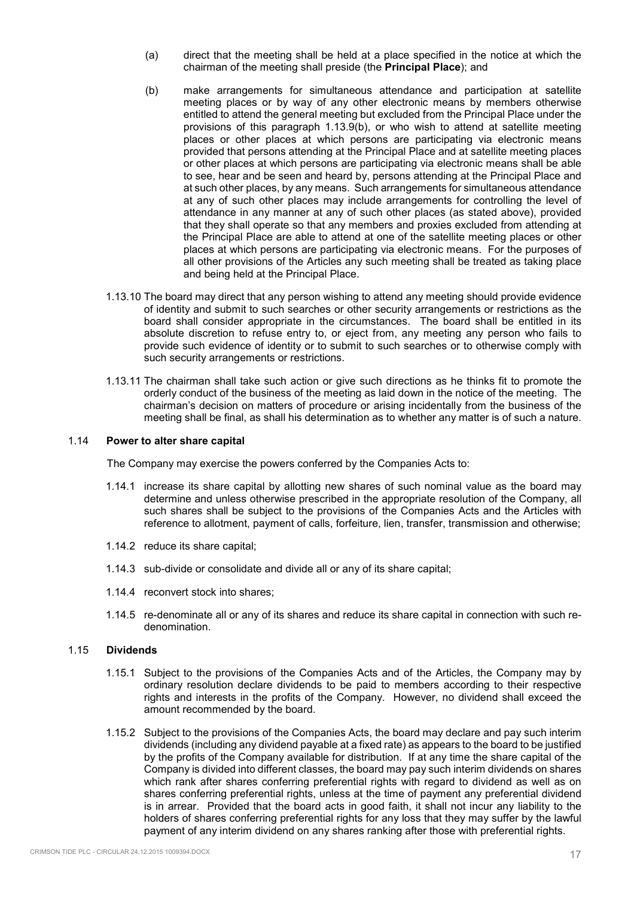(a) direct that the meeting shall be held at a place specified in the notice at which the chairman of the meeting shall preside (the **Principal Place**); and

(b) make arrangements for simultaneous attendance and participation at satellite meeting places or by way of any other electronic means by members otherwise entitled to attend the general meeting but excluded from the Principal Place under the provisions of this paragraph 1.13.9(b), or who wish to attend at satellite meeting places or other places at which persons are participating via electronic means provided that persons attending at the Principal Place and at satellite meeting places or other places at which persons are participating via electronic means shall be able to see, hear and be seen and heard by, persons attending at the Principal Place and at such other places, by any means. Such arrangements for simultaneous attendance at any of such other places may include arrangements for controlling the level of attendance in any manner at any of such other places (as stated above), provided that they shall operate so that any members and proxies excluded from attending at the Principal Place are able to attend at one of the satellite meeting places or other places at which persons are participating via electronic means. For the purposes of all other provisions of the Articles any such meeting shall be treated as taking place and being held at the Principal Place.

1.13.10 The board may direct that any person wishing to attend any meeting should provide evidence of identity and submit to such searches or other security arrangements or restrictions as the board shall consider appropriate in the circumstances. The board shall be entitled in its absolute discretion to refuse entry to, or eject from, any meeting any person who fails to provide such evidence of identity or to submit to such searches or to otherwise comply with such security arrangements or restrictions.

1.13.11 The chairman shall take such action or give such directions as he thinks fit to promote the orderly conduct of the business of the meeting as laid down in the notice of the meeting. The chairman's decision on matters of procedure or arising incidentally from the business of the meeting shall be final, as shall his determination as to whether any matter is of such a nature.

### 1.14 **Power to alter share capital**

The Company may exercise the powers conferred by the Companies Acts to:

1.14.1 increase its share capital by allotting new shares of such nominal value as the board may determine and unless otherwise prescribed in the appropriate resolution of the Company, all such shares shall be subject to the provisions of the Companies Acts and the Articles with reference to allotment, payment of calls, forfeiture, lien, transfer, transmission and otherwise;

1.14.2 reduce its share capital;

1.14.3 sub-divide or consolidate and divide all or any of its share capital;

1.14.4 reconvert stock into shares;

1.14.5 re-denominate all or any of its shares and reduce its share capital in connection with such re-denomination.

### 1.15 **Dividends**

1.15.1 Subject to the provisions of the Companies Acts and of the Articles, the Company may by ordinary resolution declare dividends to be paid to members according to their respective rights and interests in the profits of the Company. However, no dividend shall exceed the amount recommended by the board.

1.15.2 Subject to the provisions of the Companies Acts, the board may declare and pay such interim dividends (including any dividend payable at a fixed rate) as appears to the board to be justified by the profits of the Company available for distribution. If at any time the share capital of the Company is divided into different classes, the board may pay such interim dividends on shares which rank after shares conferring preferential rights with regard to dividend as well as on shares conferring preferential rights, unless at the time of payment any preferential dividend is in arrear. Provided that the board acts in good faith, it shall not incur any liability to the holders of shares conferring preferential rights for any loss that they may suffer by the lawful payment of any interim dividend on any shares ranking after those with preferential rights.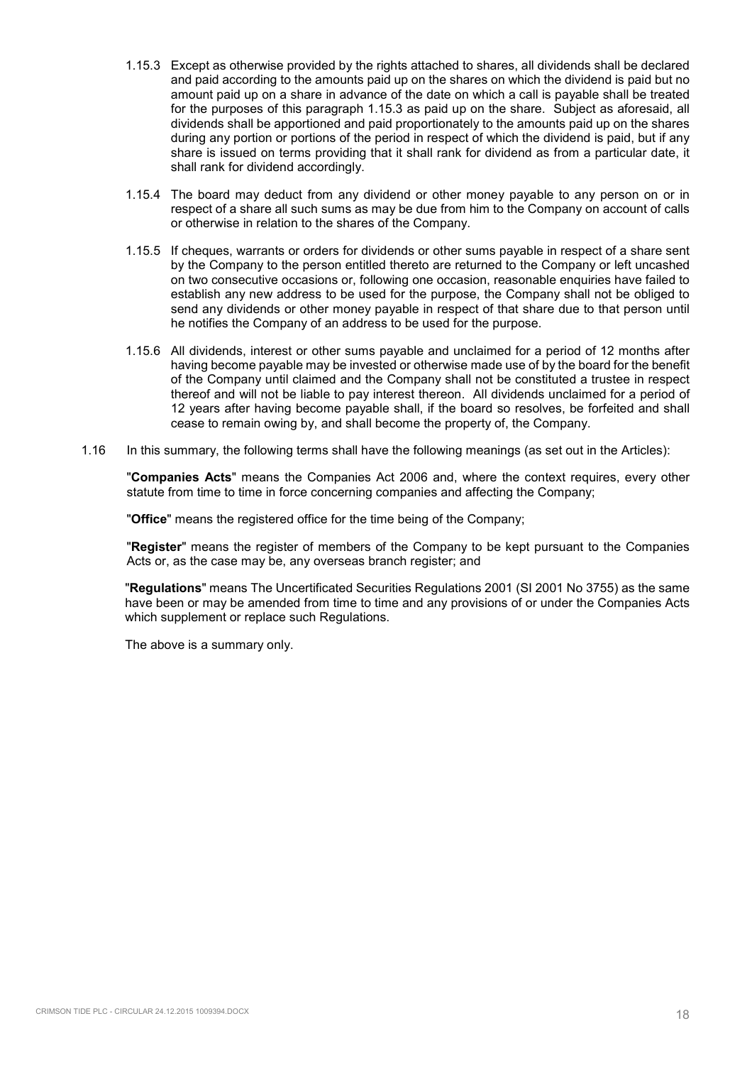1.15.3 Except as otherwise provided by the rights attached to shares, all dividends shall be declared and paid according to the amounts paid up on the shares on which the dividend is paid but no amount paid up on a share in advance of the date on which a call is payable shall be treated for the purposes of this paragraph 1.15.3 as paid up on the share. Subject as aforesaid, all dividends shall be apportioned and paid proportionately to the amounts paid up on the shares during any portion or portions of the period in respect of which the dividend is paid, but if any share is issued on terms providing that it shall rank for dividend as from a particular date, it shall rank for dividend accordingly.

1.15.4 The board may deduct from any dividend or other money payable to any person on or in respect of a share all such sums as may be due from him to the Company on account of calls or otherwise in relation to the shares of the Company.

1.15.5 If cheques, warrants or orders for dividends or other sums payable in respect of a share sent by the Company to the person entitled thereto are returned to the Company or left uncashed on two consecutive occasions or, following one occasion, reasonable enquiries have failed to establish any new address to be used for the purpose, the Company shall not be obliged to send any dividends or other money payable in respect of that share due to that person until he notifies the Company of an address to be used for the purpose.

1.15.6 All dividends, interest or other sums payable and unclaimed for a period of 12 months after having become payable may be invested or otherwise made use of by the board for the benefit of the Company until claimed and the Company shall not be constituted a trustee in respect thereof and will not be liable to pay interest thereon. All dividends unclaimed for a period of 12 years after having become payable shall, if the board so resolves, be forfeited and shall cease to remain owing by, and shall become the property of, the Company.

1.16 In this summary, the following terms shall have the following meanings (as set out in the Articles):

"**Companies Acts**" means the Companies Act 2006 and, where the context requires, every other statute from time to time in force concerning companies and affecting the Company;

"**Office**" means the registered office for the time being of the Company;

"**Register**" means the register of members of the Company to be kept pursuant to the Companies Acts or, as the case may be, any overseas branch register; and

"**Regulations**" means The Uncertificated Securities Regulations 2001 (SI 2001 No 3755) as the same have been or may be amended from time to time and any provisions of or under the Companies Acts which supplement or replace such Regulations.

The above is a summary only.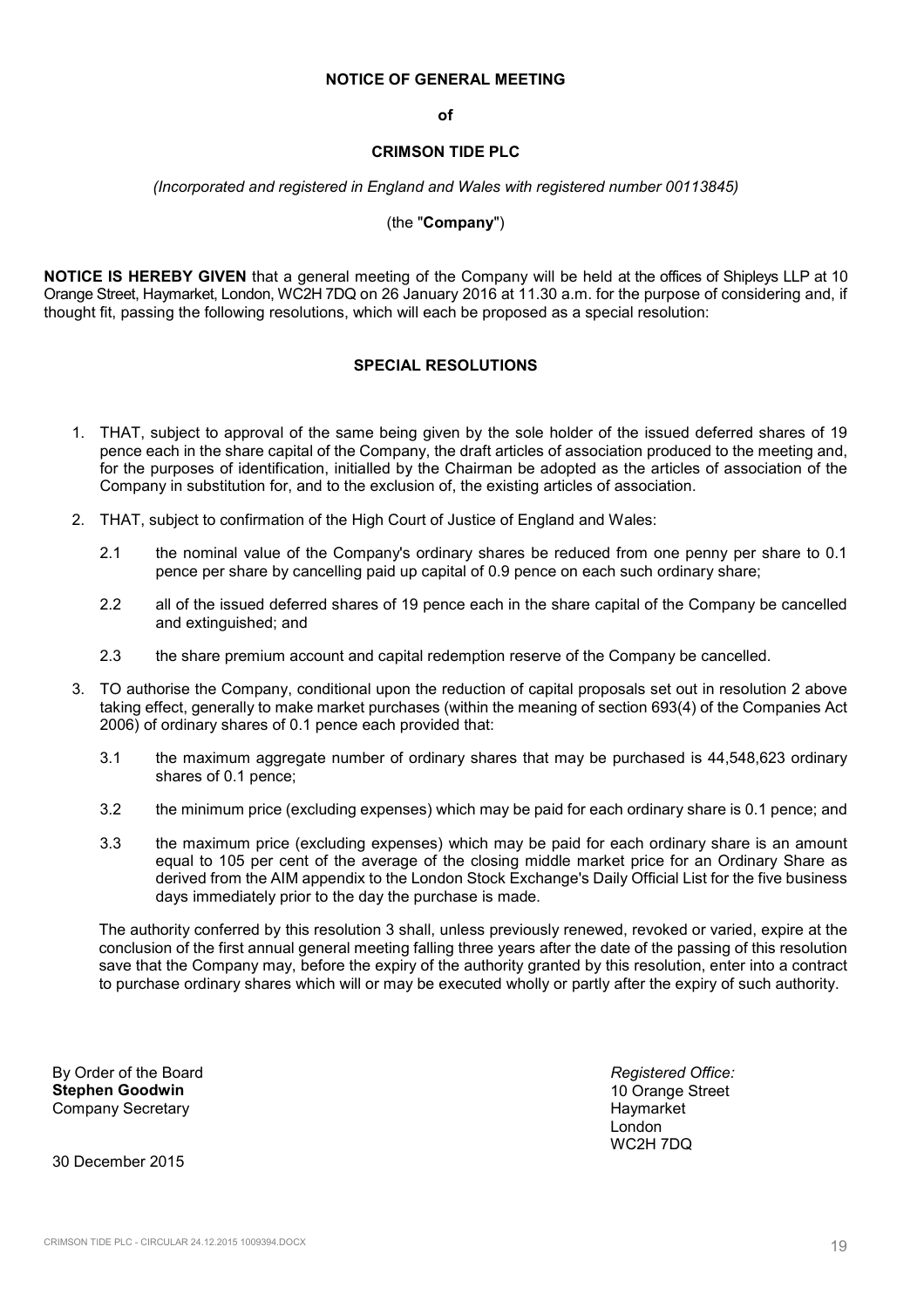**NOTICE OF GENERAL MEETING**

**of**

**CRIMSON TIDE PLC**

*(Incorporated and registered in England and Wales with registered number 00113845)*

(the "**Company**")

**NOTICE IS HEREBY GIVEN** that a general meeting of the Company will be held at the offices of Shipleys LLP at 10 Orange Street, Haymarket, London, WC2H 7DQ on 26 January 2016 at 11.30 a.m. for the purpose of considering and, if thought fit, passing the following resolutions, which will each be proposed as a special resolution:

**SPECIAL RESOLUTIONS**

1. THAT, subject to approval of the same being given by the sole holder of the issued deferred shares of 19 pence each in the share capital of the Company, the draft articles of association produced to the meeting and, for the purposes of identification, initialled by the Chairman be adopted as the articles of association of the Company in substitution for, and to the exclusion of, the existing articles of association.

2. THAT, subject to confirmation of the High Court of Justice of England and Wales:

   2.1 the nominal value of the Company's ordinary shares be reduced from one penny per share to 0.1 pence per share by cancelling paid up capital of 0.9 pence on each such ordinary share;

   2.2 all of the issued deferred shares of 19 pence each in the share capital of the Company be cancelled and extinguished; and

   2.3 the share premium account and capital redemption reserve of the Company be cancelled.

3. TO authorise the Company, conditional upon the reduction of capital proposals set out in resolution 2 above taking effect, generally to make market purchases (within the meaning of section 693(4) of the Companies Act 2006) of ordinary shares of 0.1 pence each provided that:

   3.1 the maximum aggregate number of ordinary shares that may be purchased is 44,548,623 ordinary shares of 0.1 pence;

   3.2 the minimum price (excluding expenses) which may be paid for each ordinary share is 0.1 pence; and

   3.3 the maximum price (excluding expenses) which may be paid for each ordinary share is an amount equal to 105 per cent of the average of the closing middle market price for an Ordinary Share as derived from the AIM appendix to the London Stock Exchange's Daily Official List for the five business days immediately prior to the day the purchase is made.

   The authority conferred by this resolution 3 shall, unless previously renewed, revoked or varied, expire at the conclusion of the first annual general meeting falling three years after the date of the passing of this resolution save that the Company may, before the expiry of the authority granted by this resolution, enter into a contract to purchase ordinary shares which will or may be executed wholly or partly after the expiry of such authority.

By Order of the Board
**Stephen Goodwin**
Company Secretary

*Registered Office:*
10 Orange Street
Haymarket
London
WC2H 7DQ

30 December 2015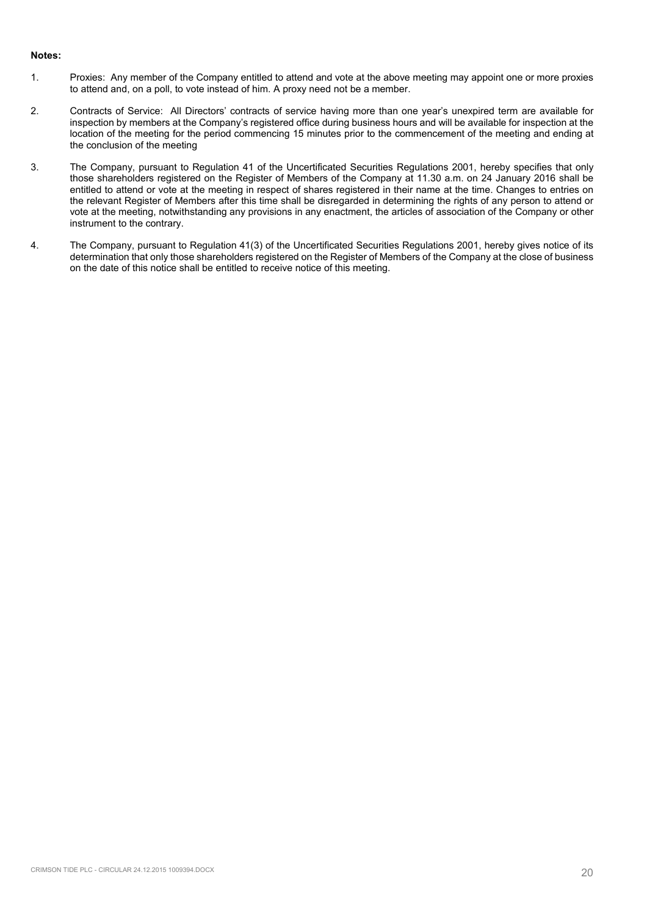**Notes:**

1. Proxies: Any member of the Company entitled to attend and vote at the above meeting may appoint one or more proxies to attend and, on a poll, to vote instead of him. A proxy need not be a member.

2. Contracts of Service: All Directors' contracts of service having more than one year's unexpired term are available for inspection by members at the Company's registered office during business hours and will be available for inspection at the location of the meeting for the period commencing 15 minutes prior to the commencement of the meeting and ending at the conclusion of the meeting

3. The Company, pursuant to Regulation 41 of the Uncertificated Securities Regulations 2001, hereby specifies that only those shareholders registered on the Register of Members of the Company at 11.30 a.m. on 24 January 2016 shall be entitled to attend or vote at the meeting in respect of shares registered in their name at the time. Changes to entries on the relevant Register of Members after this time shall be disregarded in determining the rights of any person to attend or vote at the meeting, notwithstanding any provisions in any enactment, the articles of association of the Company or other instrument to the contrary.

4. The Company, pursuant to Regulation 41(3) of the Uncertificated Securities Regulations 2001, hereby gives notice of its determination that only those shareholders registered on the Register of Members of the Company at the close of business on the date of this notice shall be entitled to receive notice of this meeting.